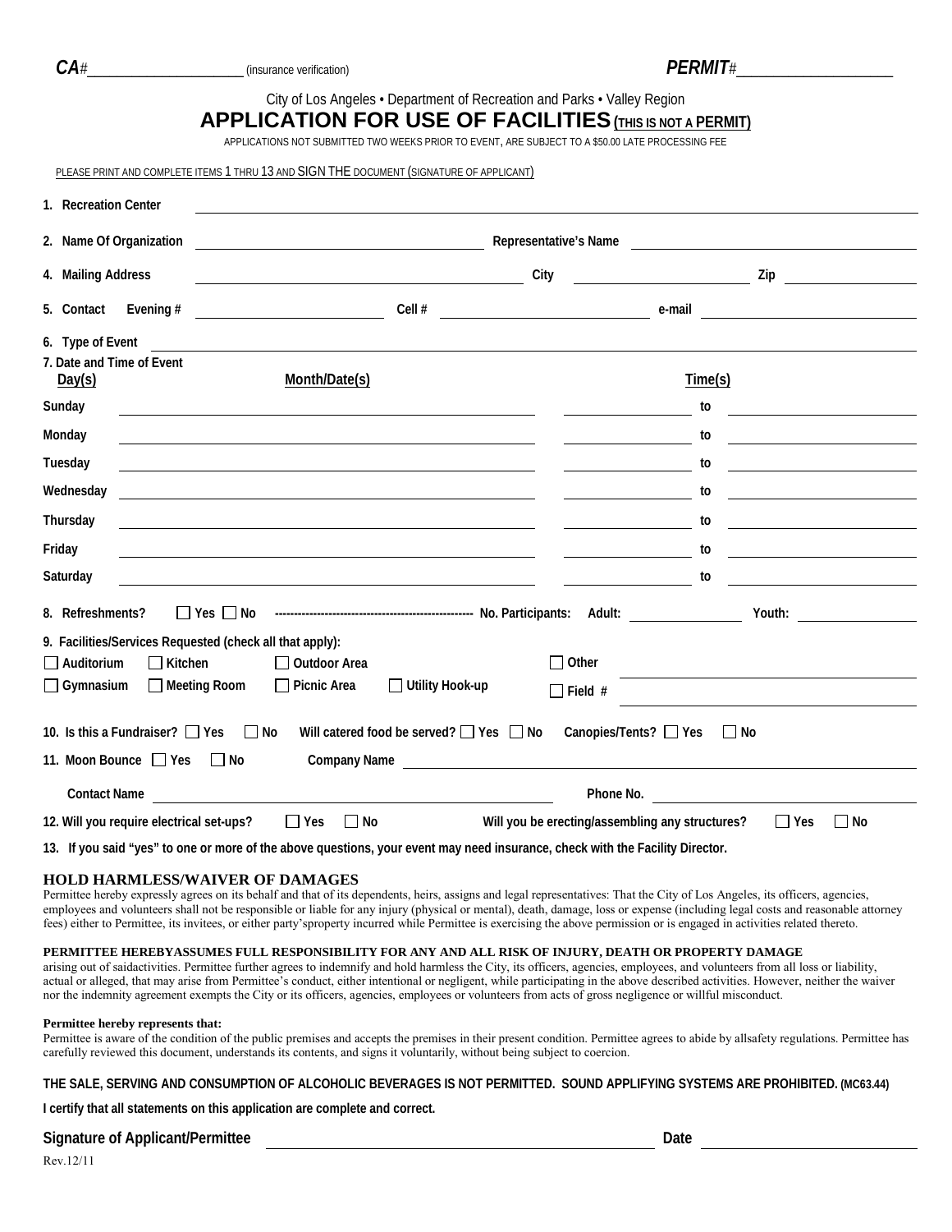**CA**# ____________________ (insurance verification) **PERMIT**# ____________________

City of Los Angeles • Department of Recreation and Parks • Valley Region

# APPLICATION FOR USE OF FACILITIES (THIS IS NOT A PERMIT)

APPLICATIONS NOT SUBMITTED TWO WEEKS PRIOR TO EVENT, ARE SUBJECT TO A $50.00 LATE PROCESSING FEE

PLEASE PRINT AND COMPLETE ITEMS 1 THRU 13 AND SIGN THE DOCUMENT (SIGNATURE OF APPLICANT)

**1. Recreation Center** ____________________

**2. Name Of Organization** ____________________ **Representative's Name** ____________________

**4. Mailing Address** ____________________ **City** ____________________ **Zip** ____________________

**5. Contact Evening #** ____________________ **Cell #** ____________________ **e-mail** ____________________

**6. Type of Event** ____________________

**7. Date and Time of Event**

| Day(s) | Month/Date(s) | Time(s) | | |
|---|---|---|---|---|
| Sunday | | | to | |
| Monday | | | to | |
| Tuesday | | | to | |
| Wednesday | | | to | |
| Thursday | | | to | |
| Friday | | | to | |
| Saturday | | | to | |

**8. Refreshments?** ☐ Yes ☐ No ---------------------------------------------------- **No. Participants: Adult:** __________ **Youth:** __________

**9. Facilities/Services Requested (check all that apply):**

☐ Auditorium ☐ Kitchen ☐ Outdoor Area ☐ Other ____________________

☐ Gymnasium ☐ Meeting Room ☐ Picnic Area ☐ Utility Hook-up ☐ Field # ____________________

**10. Is this a Fundraiser?** ☐ Yes ☐ No **Will catered food be served?** ☐ Yes ☐ No **Canopies/Tents?** ☐ Yes ☐ No

**11. Moon Bounce** ☐ Yes ☐ No **Company Name** ____________________

**Contact Name** ____________________ **Phone No.** ____________________

**12. Will you require electrical set-ups?** ☐ Yes ☐ No **Will you be erecting/assembling any structures?** ☐ Yes ☐ No

**13. If you said "yes" to one or more of the above questions, your event may need insurance, check with the Facility Director.**

## HOLD HARMLESS/WAIVER OF DAMAGES

Permittee hereby expressly agrees on its behalf and that of its dependents, heirs, assigns and legal representatives: That the City of Los Angeles, its officers, agencies, employees and volunteers shall not be responsible or liable for any injury (physical or mental), death, damage, loss or expense (including legal costs and reasonable attorney fees) either to Permittee, its invitees, or either party'sproperty incurred while Permittee is exercising the above permission or is engaged in activities related thereto.

**PERMITTEE HEREBYASSUMES FULL RESPONSIBILITY FOR ANY AND ALL RISK OF INJURY, DEATH OR PROPERTY DAMAGE** arising out of saidactivities. Permittee further agrees to indemnify and hold harmless the City, its officers, agencies, employees, and volunteers from all loss or liability, actual or alleged, that may arise from Permittee's conduct, either intentional or negligent, while participating in the above described activities. However, neither the waiver nor the indemnity agreement exempts the City or its officers, agencies, employees or volunteers from acts of gross negligence or willful misconduct.

**Permittee hereby represents that:**

Permittee is aware of the condition of the public premises and accepts the premises in their present condition. Permittee agrees to abide by allsafety regulations. Permittee has carefully reviewed this document, understands its contents, and signs it voluntarily, without being subject to coercion.

**THE SALE, SERVING AND CONSUMPTION OF ALCOHOLIC BEVERAGES IS NOT PERMITTED. SOUND APPLIFYING SYSTEMS ARE PROHIBITED. (MC63.44)**

**I certify that all statements on this application are complete and correct.**

**Signature of Applicant/Permittee** ____________________ **Date** ____________________

Rev.12/11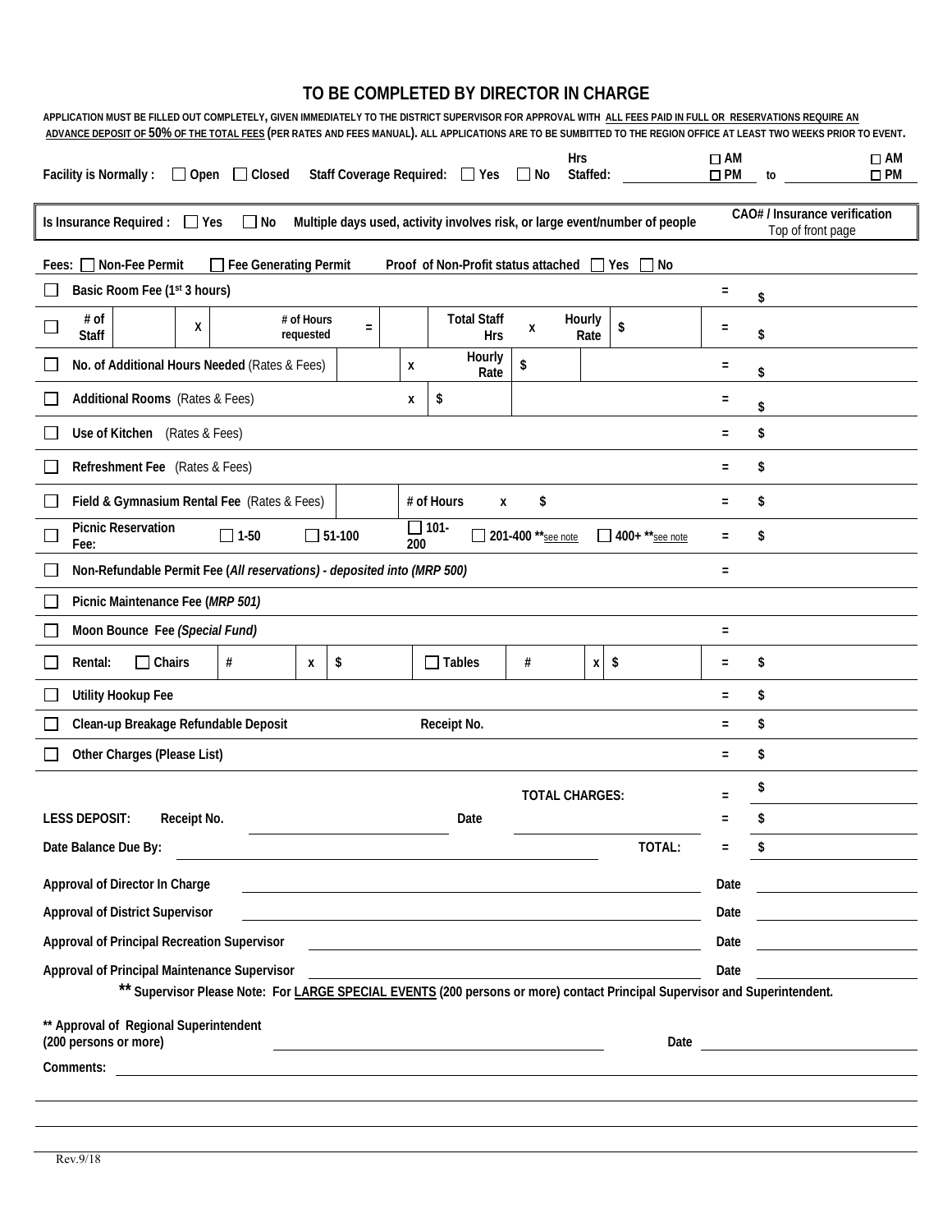# TO BE COMPLETED BY DIRECTOR IN CHARGE

**APPLICATION MUST BE FILLED OUT COMPLETELY, GIVEN IMMEDIATELY TO THE DISTRICT SUPERVISOR FOR APPROVAL WITH <u>ALL FEES PAID IN FULL OR RESERVATIONS REQUIRE AN ADVANCE DEPOSIT OF 50% OF THE TOTAL FEES</u> (PER RATES AND FEES MANUAL). ALL APPLICATIONS ARE TO BE SUMBITTED TO THE REGION OFFICE AT LEAST TWO WEEKS PRIOR TO EVENT.**

**Facility is Normally :** ☐ Open ☐ Closed **Staff Coverage Required:** ☐ Yes ☐ No **Hrs Staffed:** ________ ☐ AM ☐ PM to ________ ☐ AM ☐ PM

**Is Insurance Required :** ☐ Yes ☐ No **Multiple days used, activity involves risk, or large event/number of people** — **CAO# / Insurance verification** Top of front page

**Fees:** ☐ Non-Fee Permit ☐ Fee Generating Permit **Proof of Non-Profit status attached** ☐ Yes ☐ No

| | | | |
|---|---|---|---|
| ☐ | Basic Room Fee (1st 3 hours) | = | $ |
| ☐ | # of Staff ____ x ____ # of Hours requested = ____ Total Staff Hrs x Hourly Rate $ | = | $ |
| ☐ | No. of Additional Hours Needed (Rates & Fees) ____ x Hourly Rate $ | = | $ |
| ☐ | Additional Rooms (Rates & Fees) ____ x $ | = | $ |
| ☐ | Use of Kitchen (Rates & Fees) | = | $ |
| ☐ | Refreshment Fee (Rates & Fees) | = | $ |
| ☐ | Field & Gymnasium Rental Fee (Rates & Fees) ____ # of Hours x $ | = | $ |
| ☐ | Picnic Reservation Fee: ☐ 1-50 ☐ 51-100 ☐ 101-200 ☐ 201-400 ** see note ☐ 400+ ** see note | = | $ |
| ☐ | Non-Refundable Permit Fee (*All reservations*) - *deposited into (MRP 500)* | = | |
| ☐ | Picnic Maintenance Fee (*MRP 501*) | | |
| ☐ | Moon Bounce Fee *(Special Fund)* | = | |
| ☐ | Rental: ☐ Chairs # ____ x $ ____ ☐ Tables # ____ x $ | = | $ |
| ☐ | Utility Hookup Fee | = | $ |
| ☐ | Clean-up Breakage Refundable Deposit — Receipt No. | = | $ |
| ☐ | Other Charges (Please List) | = | $ |
| | **TOTAL CHARGES:** | = | $ |
| | **LESS DEPOSIT:** Receipt No. ________ Date ________ | = | $ |
| | **Date Balance Due By:** ________ **TOTAL:** | = | $ |

**Approval of Director In Charge** ______________________ **Date** ________

**Approval of District Supervisor** ______________________ **Date** ________

**Approval of Principal Recreation Supervisor** ______________________ **Date** ________

**Approval of Principal Maintenance Supervisor** ______________________ **Date** ________

**\*\* Supervisor Please Note: For <u>LARGE SPECIAL EVENTS</u> (200 persons or more) contact Principal Supervisor and Superintendent.**

**\*\* Approval of Regional Superintendent (200 persons or more)** ______________________ **Date** ________

**Comments:** ______________________________________________

Rev.9/18